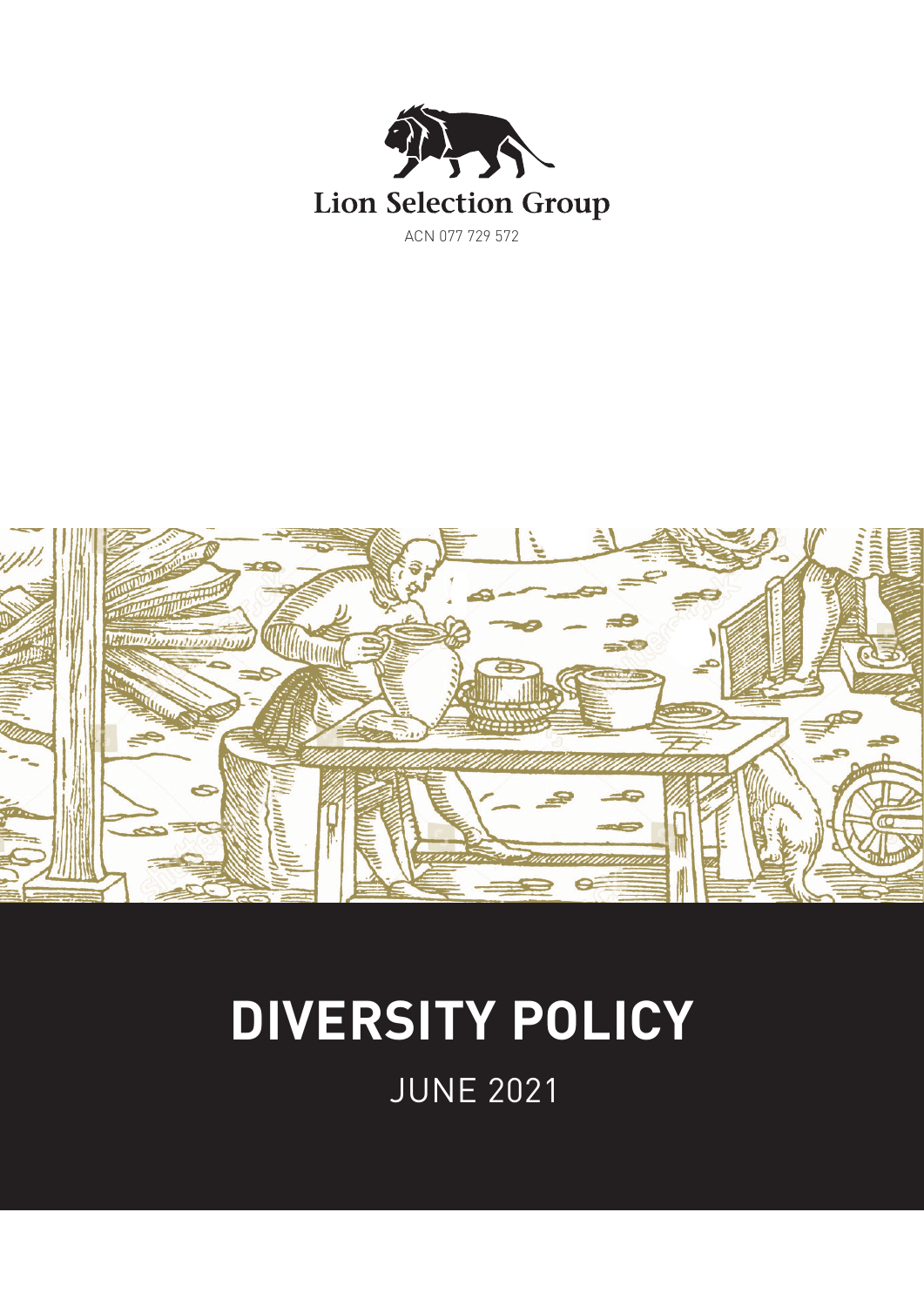Lion Selection Group

ACN 077 729 572

# DIVERSITY POLICY

JUNE 2021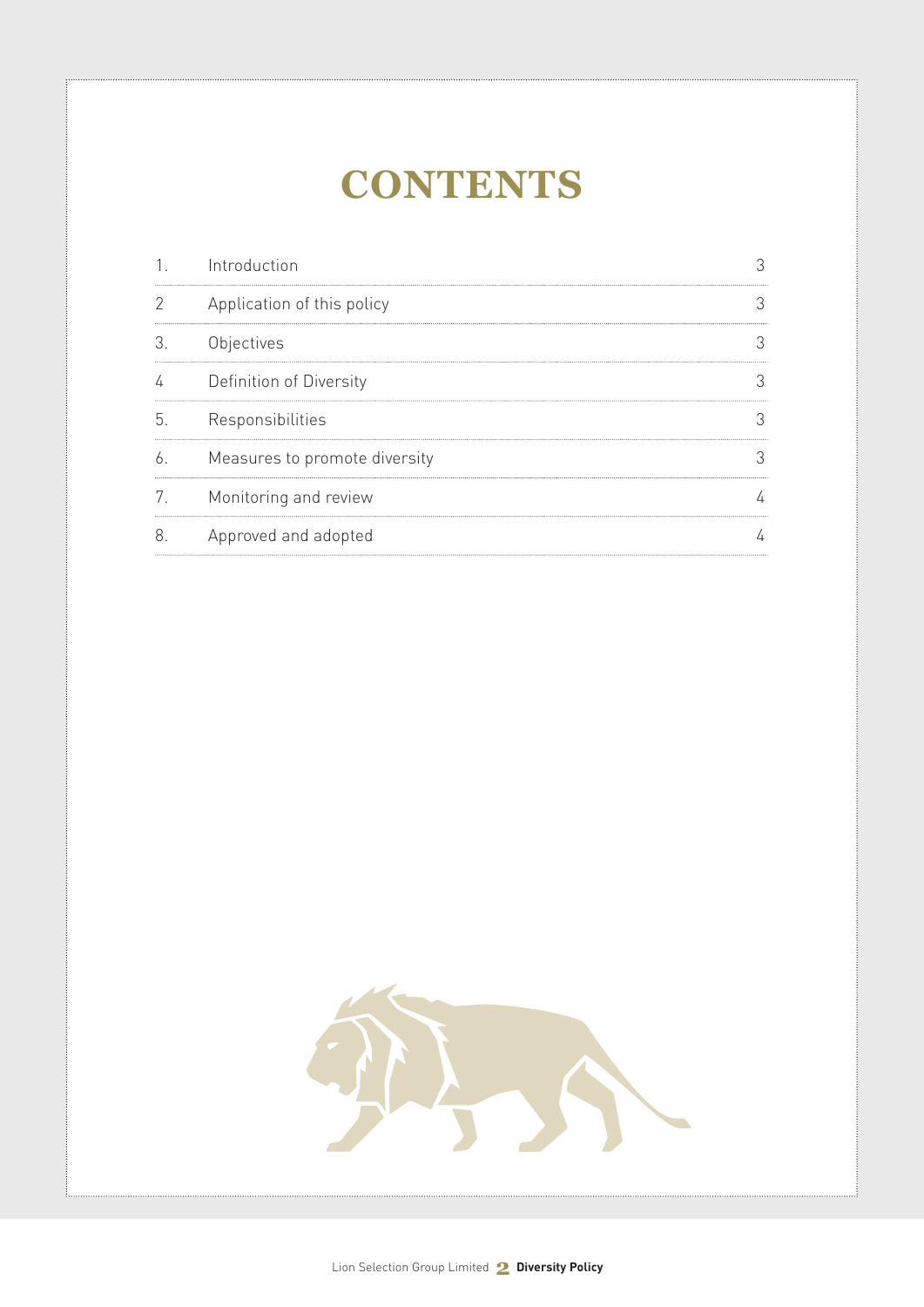# CONTENTS

| | | |
|---|---|---|
| 1. | Introduction | 3 |
| 2 | Application of this policy | 3 |
| 3. | Objectives | 3 |
| 4 | Definition of Diversity | 3 |
| 5. | Responsibilities | 3 |
| 6. | Measures to promote diversity | 3 |
| 7. | Monitoring and review | 4 |
| 8. | Approved and adopted | 4 |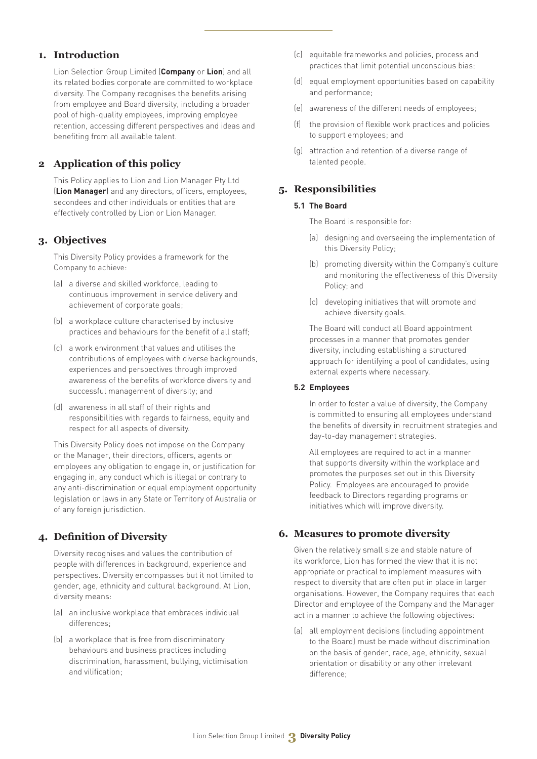## 1. Introduction

Lion Selection Group Limited (**Company** or **Lion**) and all its related bodies corporate are committed to workplace diversity. The Company recognises the benefits arising from employee and Board diversity, including a broader pool of high-quality employees, improving employee retention, accessing different perspectives and ideas and benefiting from all available talent.

## 2 Application of this policy

This Policy applies to Lion and Lion Manager Pty Ltd (**Lion Manager**) and any directors, officers, employees, secondees and other individuals or entities that are effectively controlled by Lion or Lion Manager.

## 3. Objectives

This Diversity Policy provides a framework for the Company to achieve:

(a) a diverse and skilled workforce, leading to continuous improvement in service delivery and achievement of corporate goals;

(b) a workplace culture characterised by inclusive practices and behaviours for the benefit of all staff;

(c) a work environment that values and utilises the contributions of employees with diverse backgrounds, experiences and perspectives through improved awareness of the benefits of workforce diversity and successful management of diversity; and

(d) awareness in all staff of their rights and responsibilities with regards to fairness, equity and respect for all aspects of diversity.

This Diversity Policy does not impose on the Company or the Manager, their directors, officers, agents or employees any obligation to engage in, or justification for engaging in, any conduct which is illegal or contrary to any anti-discrimination or equal employment opportunity legislation or laws in any State or Territory of Australia or of any foreign jurisdiction.

## 4. Definition of Diversity

Diversity recognises and values the contribution of people with differences in background, experience and perspectives. Diversity encompasses but it not limited to gender, age, ethnicity and cultural background. At Lion, diversity means:

(a) an inclusive workplace that embraces individual differences;

(b) a workplace that is free from discriminatory behaviours and business practices including discrimination, harassment, bullying, victimisation and vilification;

(c) equitable frameworks and policies, process and practices that limit potential unconscious bias;

(d) equal employment opportunities based on capability and performance;

(e) awareness of the different needs of employees;

(f) the provision of flexible work practices and policies to support employees; and

(g) attraction and retention of a diverse range of talented people.

## 5. Responsibilities

### 5.1 The Board

The Board is responsible for:

(a) designing and overseeing the implementation of this Diversity Policy;

(b) promoting diversity within the Company's culture and monitoring the effectiveness of this Diversity Policy; and

(c) developing initiatives that will promote and achieve diversity goals.

The Board will conduct all Board appointment processes in a manner that promotes gender diversity, including establishing a structured approach for identifying a pool of candidates, using external experts where necessary.

### 5.2 Employees

In order to foster a value of diversity, the Company is committed to ensuring all employees understand the benefits of diversity in recruitment strategies and day-to-day management strategies.

All employees are required to act in a manner that supports diversity within the workplace and promotes the purposes set out in this Diversity Policy. Employees are encouraged to provide feedback to Directors regarding programs or initiatives which will improve diversity.

## 6. Measures to promote diversity

Given the relatively small size and stable nature of its workforce, Lion has formed the view that it is not appropriate or practical to implement measures with respect to diversity that are often put in place in larger organisations. However, the Company requires that each Director and employee of the Company and the Manager act in a manner to achieve the following objectives:

(a) all employment decisions (including appointment to the Board) must be made without discrimination on the basis of gender, race, age, ethnicity, sexual orientation or disability or any other irrelevant difference;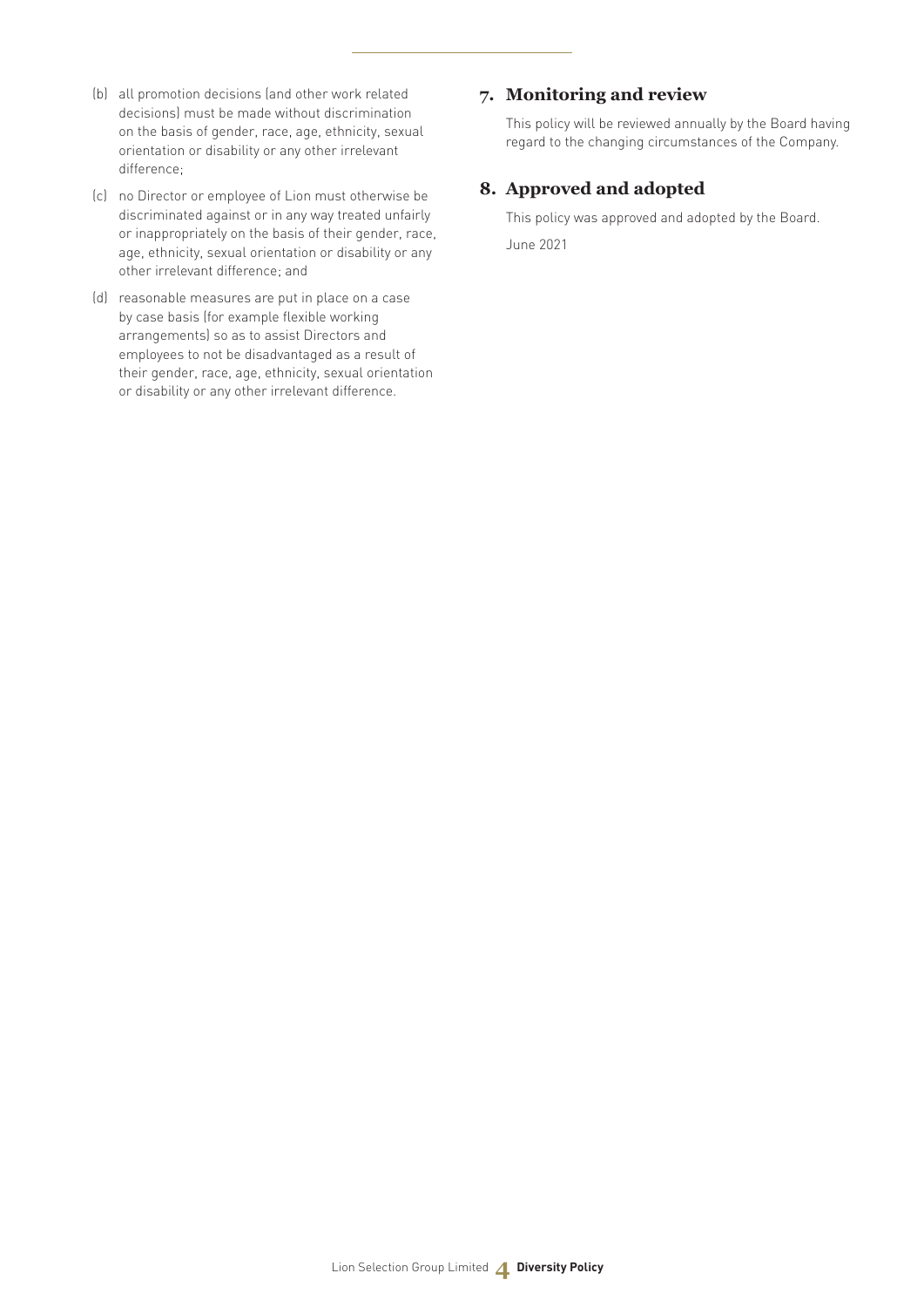(b) all promotion decisions (and other work related decisions) must be made without discrimination on the basis of gender, race, age, ethnicity, sexual orientation or disability or any other irrelevant difference;

(c) no Director or employee of Lion must otherwise be discriminated against or in any way treated unfairly or inappropriately on the basis of their gender, race, age, ethnicity, sexual orientation or disability or any other irrelevant difference; and

(d) reasonable measures are put in place on a case by case basis (for example flexible working arrangements) so as to assist Directors and employees to not be disadvantaged as a result of their gender, race, age, ethnicity, sexual orientation or disability or any other irrelevant difference.

## 7. Monitoring and review

This policy will be reviewed annually by the Board having regard to the changing circumstances of the Company.

## 8. Approved and adopted

This policy was approved and adopted by the Board.

June 2021